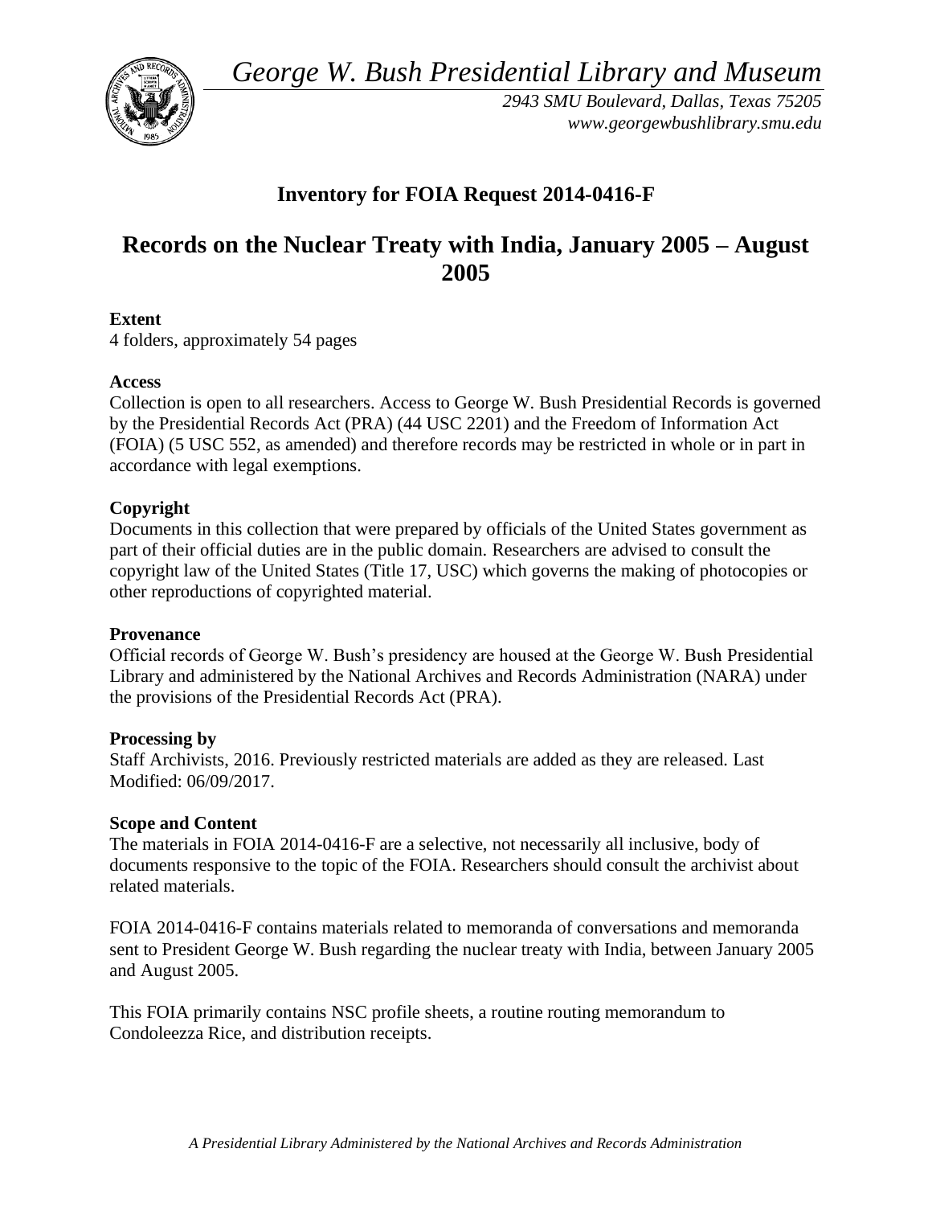*George W. Bush Presidential Library and Museum*

*2943 SMU Boulevard, Dallas, Texas 75205*
*www.georgewbushlibrary.smu.edu*

## Inventory for FOIA Request 2014-0416-F

# Records on the Nuclear Treaty with India, January 2005 – August 2005

**Extent**
4 folders, approximately 54 pages

**Access**
Collection is open to all researchers. Access to George W. Bush Presidential Records is governed by the Presidential Records Act (PRA) (44 USC 2201) and the Freedom of Information Act (FOIA) (5 USC 552, as amended) and therefore records may be restricted in whole or in part in accordance with legal exemptions.

**Copyright**
Documents in this collection that were prepared by officials of the United States government as part of their official duties are in the public domain. Researchers are advised to consult the copyright law of the United States (Title 17, USC) which governs the making of photocopies or other reproductions of copyrighted material.

**Provenance**
Official records of George W. Bush's presidency are housed at the George W. Bush Presidential Library and administered by the National Archives and Records Administration (NARA) under the provisions of the Presidential Records Act (PRA).

**Processing by**
Staff Archivists, 2016. Previously restricted materials are added as they are released. Last Modified: 06/09/2017.

**Scope and Content**
The materials in FOIA 2014-0416-F are a selective, not necessarily all inclusive, body of documents responsive to the topic of the FOIA. Researchers should consult the archivist about related materials.

FOIA 2014-0416-F contains materials related to memoranda of conversations and memoranda sent to President George W. Bush regarding the nuclear treaty with India, between January 2005 and August 2005.

This FOIA primarily contains NSC profile sheets, a routine routing memorandum to Condoleezza Rice, and distribution receipts.

*A Presidential Library Administered by the National Archives and Records Administration*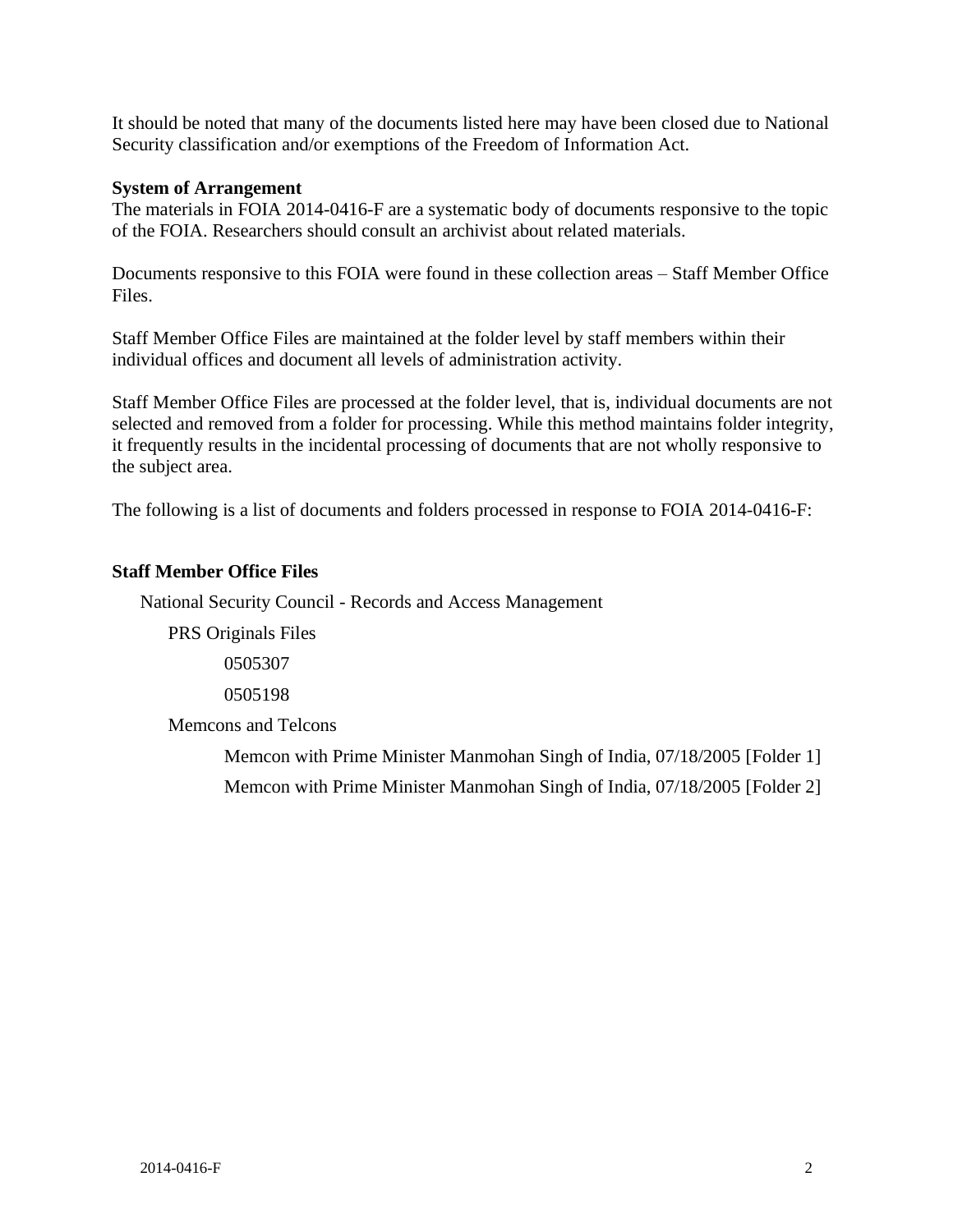It should be noted that many of the documents listed here may have been closed due to National Security classification and/or exemptions of the Freedom of Information Act.

**System of Arrangement**

The materials in FOIA 2014-0416-F are a systematic body of documents responsive to the topic of the FOIA. Researchers should consult an archivist about related materials.

Documents responsive to this FOIA were found in these collection areas – Staff Member Office Files.

Staff Member Office Files are maintained at the folder level by staff members within their individual offices and document all levels of administration activity.

Staff Member Office Files are processed at the folder level, that is, individual documents are not selected and removed from a folder for processing. While this method maintains folder integrity, it frequently results in the incidental processing of documents that are not wholly responsive to the subject area.

The following is a list of documents and folders processed in response to FOIA 2014-0416-F:

**Staff Member Office Files**

- National Security Council - Records and Access Management
  - PRS Originals Files
    - 0505307
    - 0505198
  - Memcons and Telcons
    - Memcon with Prime Minister Manmohan Singh of India, 07/18/2005 [Folder 1]
    - Memcon with Prime Minister Manmohan Singh of India, 07/18/2005 [Folder 2]